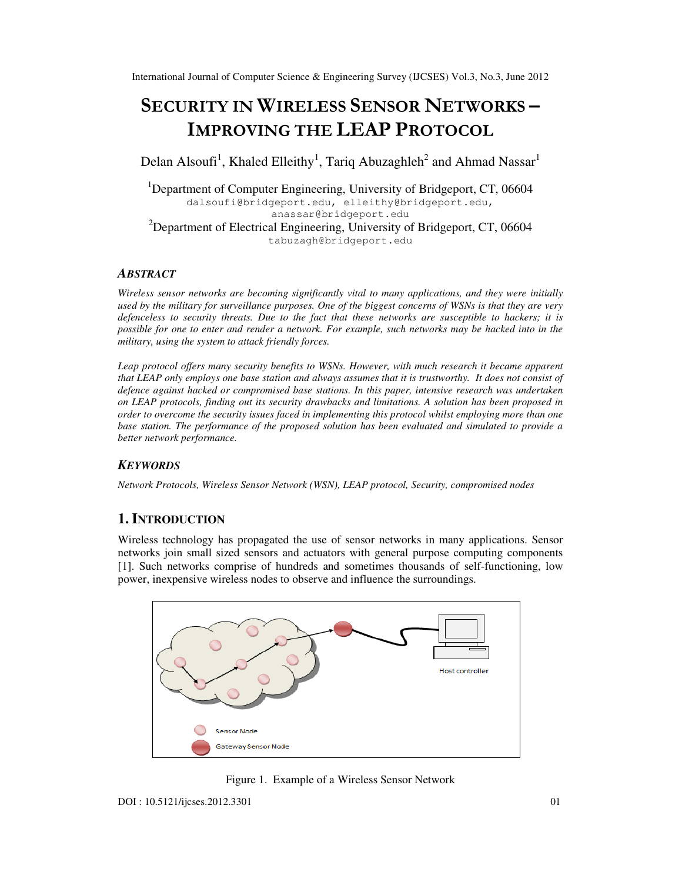# SECURITY IN WIRELESS SENSOR NETWORKS – IMPROVING THE LEAP PROTOCOL

Delan Alsoufi[1], Khaled Elleithy[1], Tariq Abuzaghleh[2] and Ahmad Nassar[1]

[1]Department of Computer Engineering, University of Bridgeport, CT, 06604
dalsoufi@bridgeport.edu, elleithy@bridgeport.edu, anassar@bridgeport.edu

[2]Department of Electrical Engineering, University of Bridgeport, CT, 06604
tabuzagh@bridgeport.edu

### *ABSTRACT*

*Wireless sensor networks are becoming significantly vital to many applications, and they were initially used by the military for surveillance purposes. One of the biggest concerns of WSNs is that they are very defenceless to security threats. Due to the fact that these networks are susceptible to hackers; it is possible for one to enter and render a network. For example, such networks may be hacked into in the military, using the system to attack friendly forces.*

*Leap protocol offers many security benefits to WSNs. However, with much research it became apparent that LEAP only employs one base station and always assumes that it is trustworthy. It does not consist of defence against hacked or compromised base stations. In this paper, intensive research was undertaken on LEAP protocols, finding out its security drawbacks and limitations. A solution has been proposed in order to overcome the security issues faced in implementing this protocol whilst employing more than one base station. The performance of the proposed solution has been evaluated and simulated to provide a better network performance.*

### *KEYWORDS*

*Network Protocols, Wireless Sensor Network (WSN), LEAP protocol, Security, compromised nodes*

## 1. INTRODUCTION

Wireless technology has propagated the use of sensor networks in many applications. Sensor networks join small sized sensors and actuators with general purpose computing components [1]. Such networks comprise of hundreds and sometimes thousands of self-functioning, low power, inexpensive wireless nodes to observe and influence the surroundings.

Figure 1. Example of a Wireless Sensor Network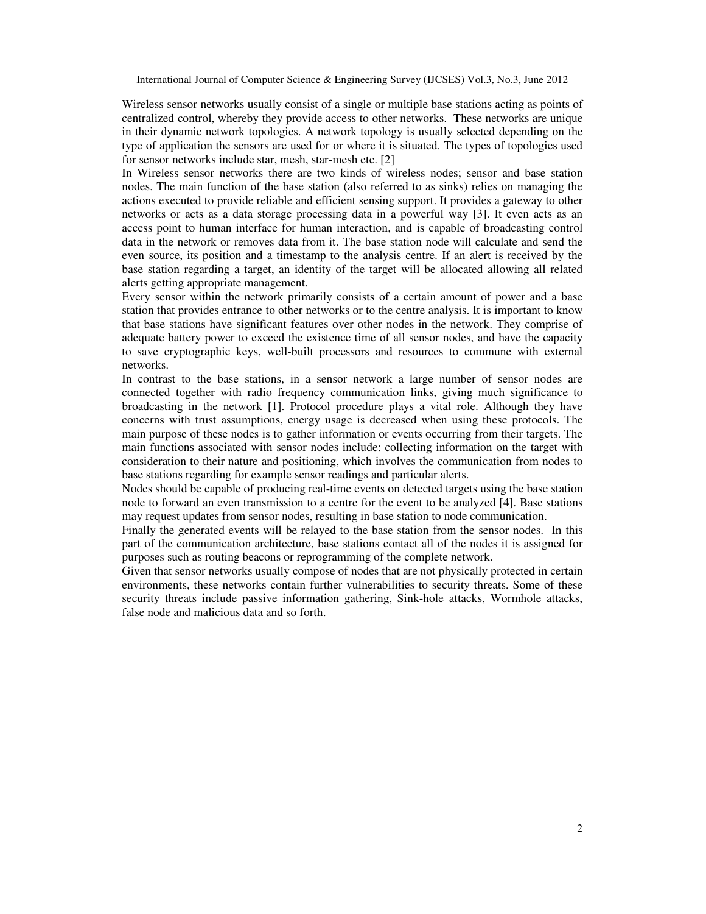Wireless sensor networks usually consist of a single or multiple base stations acting as points of centralized control, whereby they provide access to other networks. These networks are unique in their dynamic network topologies. A network topology is usually selected depending on the type of application the sensors are used for or where it is situated. The types of topologies used for sensor networks include star, mesh, star-mesh etc. [2]

In Wireless sensor networks there are two kinds of wireless nodes; sensor and base station nodes. The main function of the base station (also referred to as sinks) relies on managing the actions executed to provide reliable and efficient sensing support. It provides a gateway to other networks or acts as a data storage processing data in a powerful way [3]. It even acts as an access point to human interface for human interaction, and is capable of broadcasting control data in the network or removes data from it. The base station node will calculate and send the even source, its position and a timestamp to the analysis centre. If an alert is received by the base station regarding a target, an identity of the target will be allocated allowing all related alerts getting appropriate management.

Every sensor within the network primarily consists of a certain amount of power and a base station that provides entrance to other networks or to the centre analysis. It is important to know that base stations have significant features over other nodes in the network. They comprise of adequate battery power to exceed the existence time of all sensor nodes, and have the capacity to save cryptographic keys, well-built processors and resources to commune with external networks.

In contrast to the base stations, in a sensor network a large number of sensor nodes are connected together with radio frequency communication links, giving much significance to broadcasting in the network [1]. Protocol procedure plays a vital role. Although they have concerns with trust assumptions, energy usage is decreased when using these protocols. The main purpose of these nodes is to gather information or events occurring from their targets. The main functions associated with sensor nodes include: collecting information on the target with consideration to their nature and positioning, which involves the communication from nodes to base stations regarding for example sensor readings and particular alerts.

Nodes should be capable of producing real-time events on detected targets using the base station node to forward an even transmission to a centre for the event to be analyzed [4]. Base stations may request updates from sensor nodes, resulting in base station to node communication.

Finally the generated events will be relayed to the base station from the sensor nodes. In this part of the communication architecture, base stations contact all of the nodes it is assigned for purposes such as routing beacons or reprogramming of the complete network.

Given that sensor networks usually compose of nodes that are not physically protected in certain environments, these networks contain further vulnerabilities to security threats. Some of these security threats include passive information gathering, Sink-hole attacks, Wormhole attacks, false node and malicious data and so forth.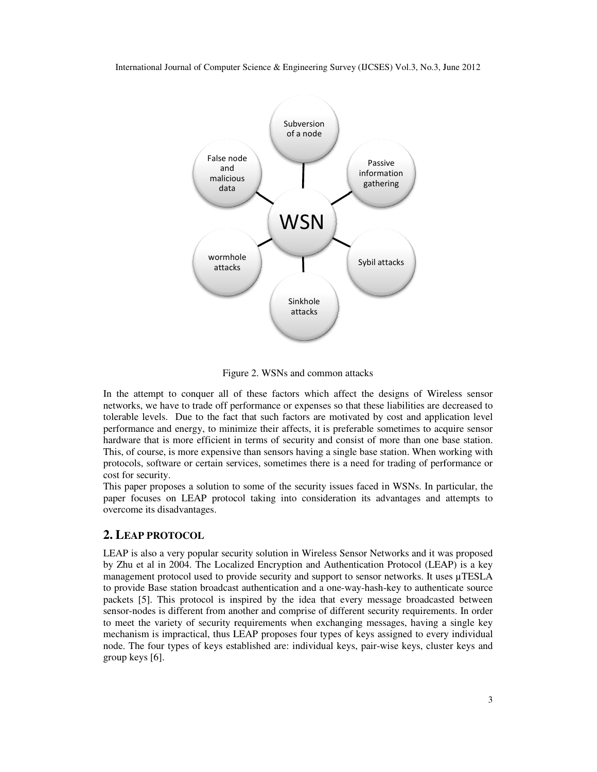Figure 2. WSNs and common attacks

In the attempt to conquer all of these factors which affect the designs of Wireless sensor networks, we have to trade off performance or expenses so that these liabilities are decreased to tolerable levels. Due to the fact that such factors are motivated by cost and application level performance and energy, to minimize their affects, it is preferable sometimes to acquire sensor hardware that is more efficient in terms of security and consist of more than one base station. This, of course, is more expensive than sensors having a single base station. When working with protocols, software or certain services, sometimes there is a need for trading of performance or cost for security.

This paper proposes a solution to some of the security issues faced in WSNs. In particular, the paper focuses on LEAP protocol taking into consideration its advantages and attempts to overcome its disadvantages.

## 2. LEAP PROTOCOL

LEAP is also a very popular security solution in Wireless Sensor Networks and it was proposed by Zhu et al in 2004. The Localized Encryption and Authentication Protocol (LEAP) is a key management protocol used to provide security and support to sensor networks. It uses µTESLA to provide Base station broadcast authentication and a one-way-hash-key to authenticate source packets [5]. This protocol is inspired by the idea that every message broadcasted between sensor-nodes is different from another and comprise of different security requirements. In order to meet the variety of security requirements when exchanging messages, having a single key mechanism is impractical, thus LEAP proposes four types of keys assigned to every individual node. The four types of keys established are: individual keys, pair-wise keys, cluster keys and group keys [6].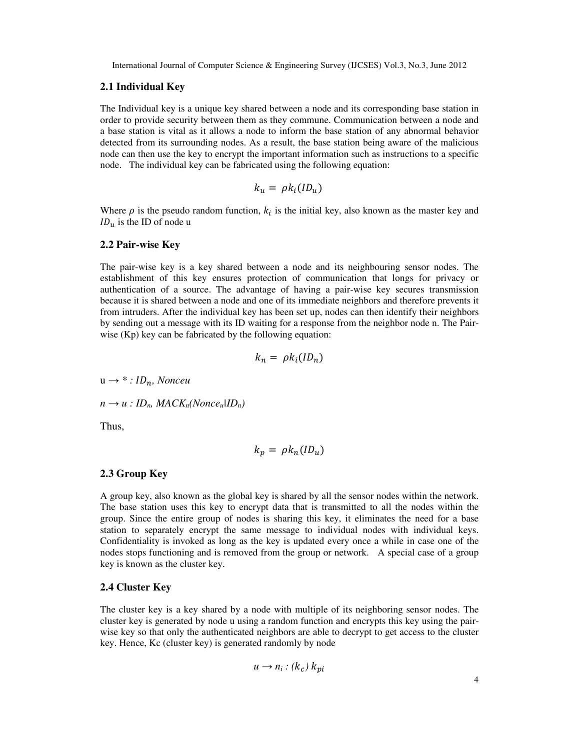### 2.1 Individual Key

The Individual key is a unique key shared between a node and its corresponding base station in order to provide security between them as they commune. Communication between a node and a base station is vital as it allows a node to inform the base station of any abnormal behavior detected from its surrounding nodes. As a result, the base station being aware of the malicious node can then use the key to encrypt the important information such as instructions to a specific node. The individual key can be fabricated using the following equation:

$$k_u = \rho k_i(ID_u)$$

Where $\rho$ is the pseudo random function, $k_i$ is the initial key, also known as the master key and $ID_u$ is the ID of node u

### 2.2 Pair-wise Key

The pair-wise key is a key shared between a node and its neighbouring sensor nodes. The establishment of this key ensures protection of communication that longs for privacy or authentication of a source. The advantage of having a pair-wise key secures transmission because it is shared between a node and one of its immediate neighbors and therefore prevents it from intruders. After the individual key has been set up, nodes can then identify their neighbors by sending out a message with its ID waiting for a response from the neighbor node n. The Pair-wise (Kp) key can be fabricated by the following equation:

$$k_n = \rho k_i(ID_n)$$

u → * : $ID_n$, *Nonceu*

*n → u :* $ID_n$, $MACK_n(Nonce_u|ID_n)$

Thus,

$$k_p = \rho k_n(ID_u)$$

### 2.3 Group Key

A group key, also known as the global key is shared by all the sensor nodes within the network. The base station uses this key to encrypt data that is transmitted to all the nodes within the group. Since the entire group of nodes is sharing this key, it eliminates the need for a base station to separately encrypt the same message to individual nodes with individual keys. Confidentiality is invoked as long as the key is updated every once a while in case one of the nodes stops functioning and is removed from the group or network. A special case of a group key is known as the cluster key.

### 2.4 Cluster Key

The cluster key is a key shared by a node with multiple of its neighboring sensor nodes. The cluster key is generated by node u using a random function and encrypts this key using the pair-wise key so that only the authenticated neighbors are able to decrypt to get access to the cluster key. Hence, Kc (cluster key) is generated randomly by node

$$u \rightarrow n_i : (k_c)\, k_{pi}$$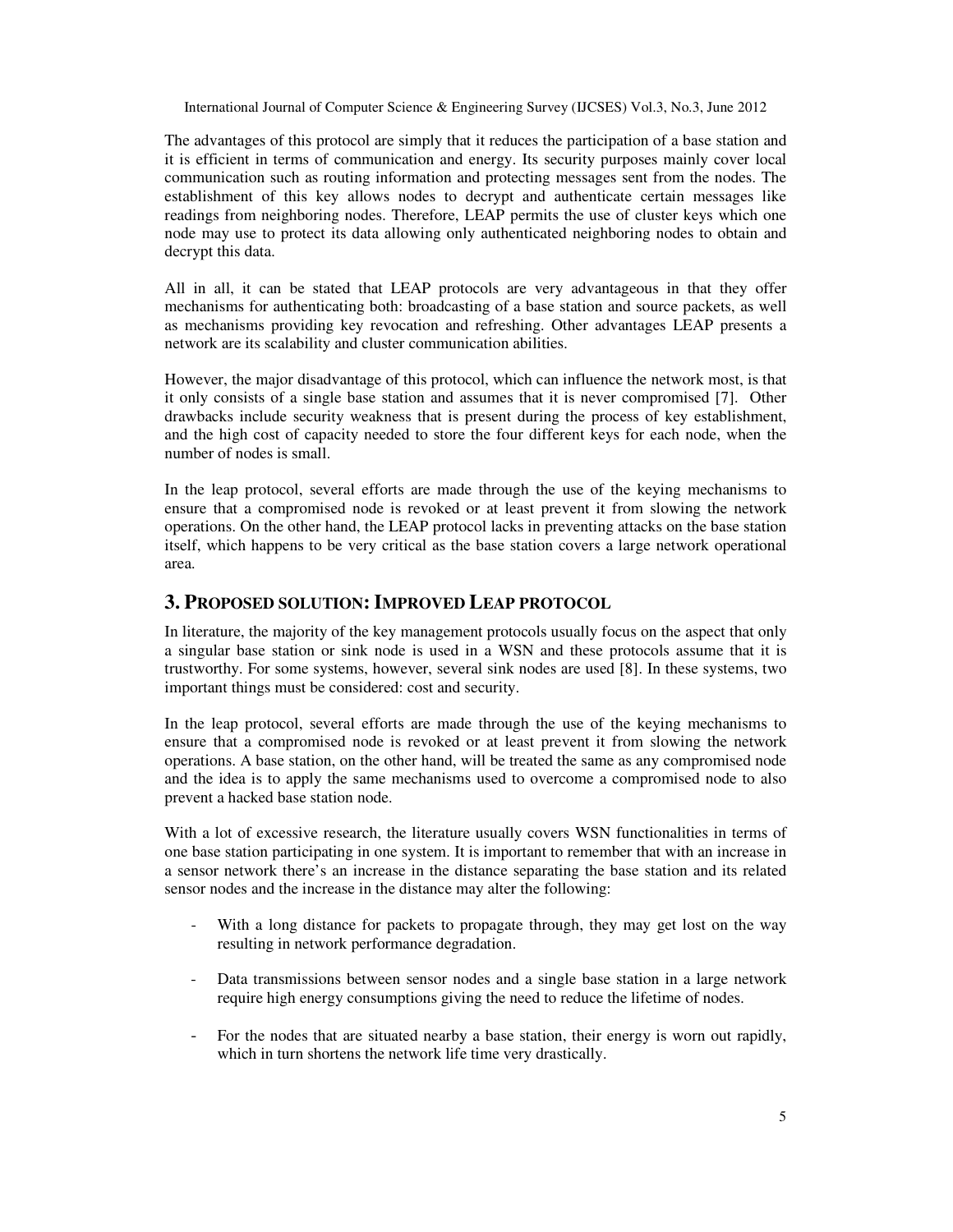The advantages of this protocol are simply that it reduces the participation of a base station and it is efficient in terms of communication and energy. Its security purposes mainly cover local communication such as routing information and protecting messages sent from the nodes. The establishment of this key allows nodes to decrypt and authenticate certain messages like readings from neighboring nodes. Therefore, LEAP permits the use of cluster keys which one node may use to protect its data allowing only authenticated neighboring nodes to obtain and decrypt this data.

All in all, it can be stated that LEAP protocols are very advantageous in that they offer mechanisms for authenticating both: broadcasting of a base station and source packets, as well as mechanisms providing key revocation and refreshing. Other advantages LEAP presents a network are its scalability and cluster communication abilities.

However, the major disadvantage of this protocol, which can influence the network most, is that it only consists of a single base station and assumes that it is never compromised [7]. Other drawbacks include security weakness that is present during the process of key establishment, and the high cost of capacity needed to store the four different keys for each node, when the number of nodes is small.

In the leap protocol, several efforts are made through the use of the keying mechanisms to ensure that a compromised node is revoked or at least prevent it from slowing the network operations. On the other hand, the LEAP protocol lacks in preventing attacks on the base station itself, which happens to be very critical as the base station covers a large network operational area.

## 3. Proposed solution: Improved Leap protocol

In literature, the majority of the key management protocols usually focus on the aspect that only a singular base station or sink node is used in a WSN and these protocols assume that it is trustworthy. For some systems, however, several sink nodes are used [8]. In these systems, two important things must be considered: cost and security.

In the leap protocol, several efforts are made through the use of the keying mechanisms to ensure that a compromised node is revoked or at least prevent it from slowing the network operations. A base station, on the other hand, will be treated the same as any compromised node and the idea is to apply the same mechanisms used to overcome a compromised node to also prevent a hacked base station node.

With a lot of excessive research, the literature usually covers WSN functionalities in terms of one base station participating in one system. It is important to remember that with an increase in a sensor network there's an increase in the distance separating the base station and its related sensor nodes and the increase in the distance may alter the following:

- With a long distance for packets to propagate through, they may get lost on the way resulting in network performance degradation.

- Data transmissions between sensor nodes and a single base station in a large network require high energy consumptions giving the need to reduce the lifetime of nodes.

- For the nodes that are situated nearby a base station, their energy is worn out rapidly, which in turn shortens the network life time very drastically.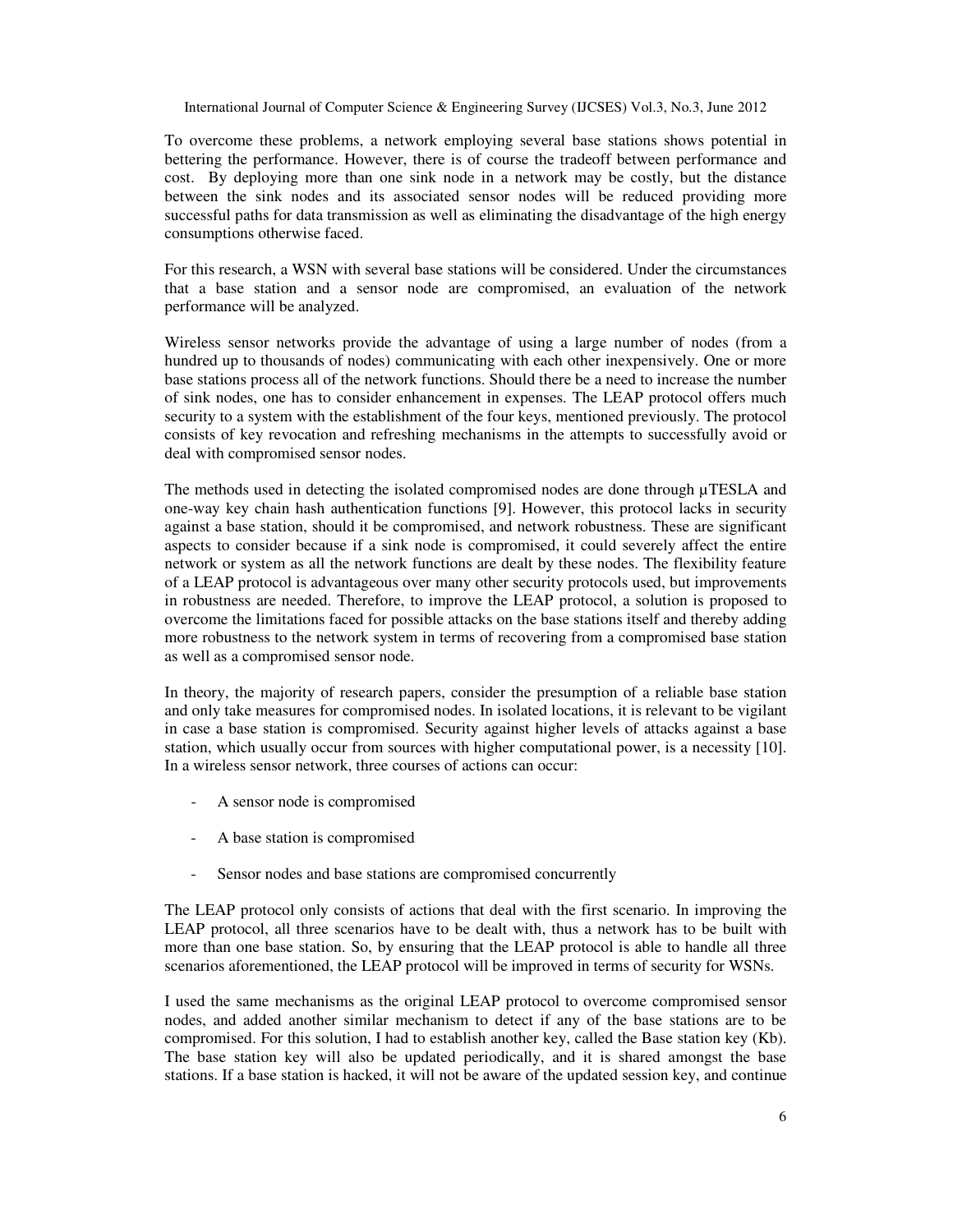To overcome these problems, a network employing several base stations shows potential in bettering the performance. However, there is of course the tradeoff between performance and cost. By deploying more than one sink node in a network may be costly, but the distance between the sink nodes and its associated sensor nodes will be reduced providing more successful paths for data transmission as well as eliminating the disadvantage of the high energy consumptions otherwise faced.

For this research, a WSN with several base stations will be considered. Under the circumstances that a base station and a sensor node are compromised, an evaluation of the network performance will be analyzed.

Wireless sensor networks provide the advantage of using a large number of nodes (from a hundred up to thousands of nodes) communicating with each other inexpensively. One or more base stations process all of the network functions. Should there be a need to increase the number of sink nodes, one has to consider enhancement in expenses. The LEAP protocol offers much security to a system with the establishment of the four keys, mentioned previously. The protocol consists of key revocation and refreshing mechanisms in the attempts to successfully avoid or deal with compromised sensor nodes.

The methods used in detecting the isolated compromised nodes are done through μTESLA and one-way key chain hash authentication functions [9]. However, this protocol lacks in security against a base station, should it be compromised, and network robustness. These are significant aspects to consider because if a sink node is compromised, it could severely affect the entire network or system as all the network functions are dealt by these nodes. The flexibility feature of a LEAP protocol is advantageous over many other security protocols used, but improvements in robustness are needed. Therefore, to improve the LEAP protocol, a solution is proposed to overcome the limitations faced for possible attacks on the base stations itself and thereby adding more robustness to the network system in terms of recovering from a compromised base station as well as a compromised sensor node.

In theory, the majority of research papers, consider the presumption of a reliable base station and only take measures for compromised nodes. In isolated locations, it is relevant to be vigilant in case a base station is compromised. Security against higher levels of attacks against a base station, which usually occur from sources with higher computational power, is a necessity [10]. In a wireless sensor network, three courses of actions can occur:

- A sensor node is compromised
- A base station is compromised
- Sensor nodes and base stations are compromised concurrently

The LEAP protocol only consists of actions that deal with the first scenario. In improving the LEAP protocol, all three scenarios have to be dealt with, thus a network has to be built with more than one base station. So, by ensuring that the LEAP protocol is able to handle all three scenarios aforementioned, the LEAP protocol will be improved in terms of security for WSNs.

I used the same mechanisms as the original LEAP protocol to overcome compromised sensor nodes, and added another similar mechanism to detect if any of the base stations are to be compromised. For this solution, I had to establish another key, called the Base station key (Kb). The base station key will also be updated periodically, and it is shared amongst the base stations. If a base station is hacked, it will not be aware of the updated session key, and continue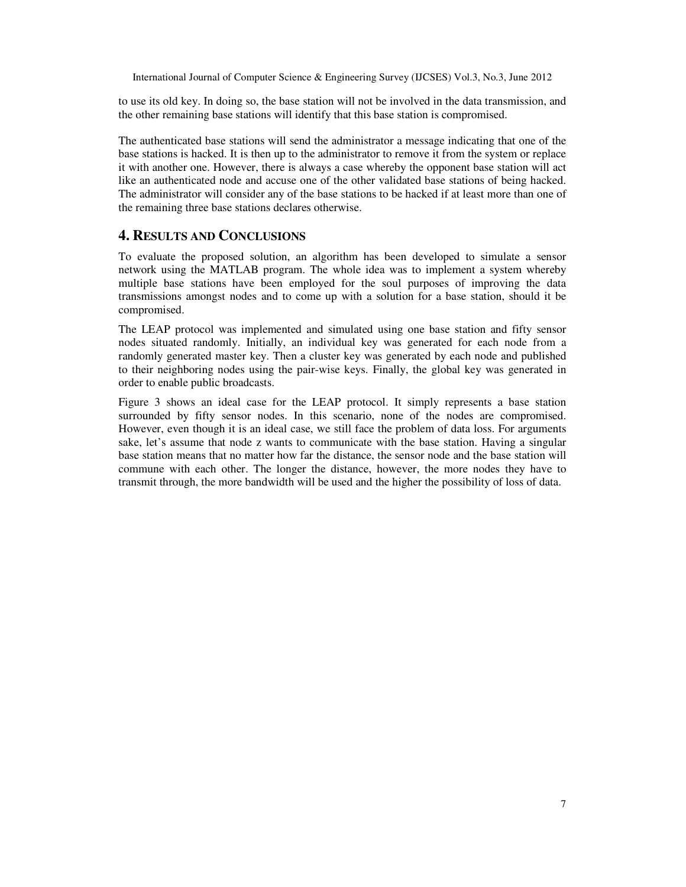to use its old key. In doing so, the base station will not be involved in the data transmission, and the other remaining base stations will identify that this base station is compromised.

The authenticated base stations will send the administrator a message indicating that one of the base stations is hacked. It is then up to the administrator to remove it from the system or replace it with another one. However, there is always a case whereby the opponent base station will act like an authenticated node and accuse one of the other validated base stations of being hacked. The administrator will consider any of the base stations to be hacked if at least more than one of the remaining three base stations declares otherwise.

## 4. RESULTS AND CONCLUSIONS

To evaluate the proposed solution, an algorithm has been developed to simulate a sensor network using the MATLAB program. The whole idea was to implement a system whereby multiple base stations have been employed for the soul purposes of improving the data transmissions amongst nodes and to come up with a solution for a base station, should it be compromised.

The LEAP protocol was implemented and simulated using one base station and fifty sensor nodes situated randomly. Initially, an individual key was generated for each node from a randomly generated master key. Then a cluster key was generated by each node and published to their neighboring nodes using the pair-wise keys. Finally, the global key was generated in order to enable public broadcasts.

Figure 3 shows an ideal case for the LEAP protocol. It simply represents a base station surrounded by fifty sensor nodes. In this scenario, none of the nodes are compromised. However, even though it is an ideal case, we still face the problem of data loss. For arguments sake, let's assume that node z wants to communicate with the base station. Having a singular base station means that no matter how far the distance, the sensor node and the base station will commune with each other. The longer the distance, however, the more nodes they have to transmit through, the more bandwidth will be used and the higher the possibility of loss of data.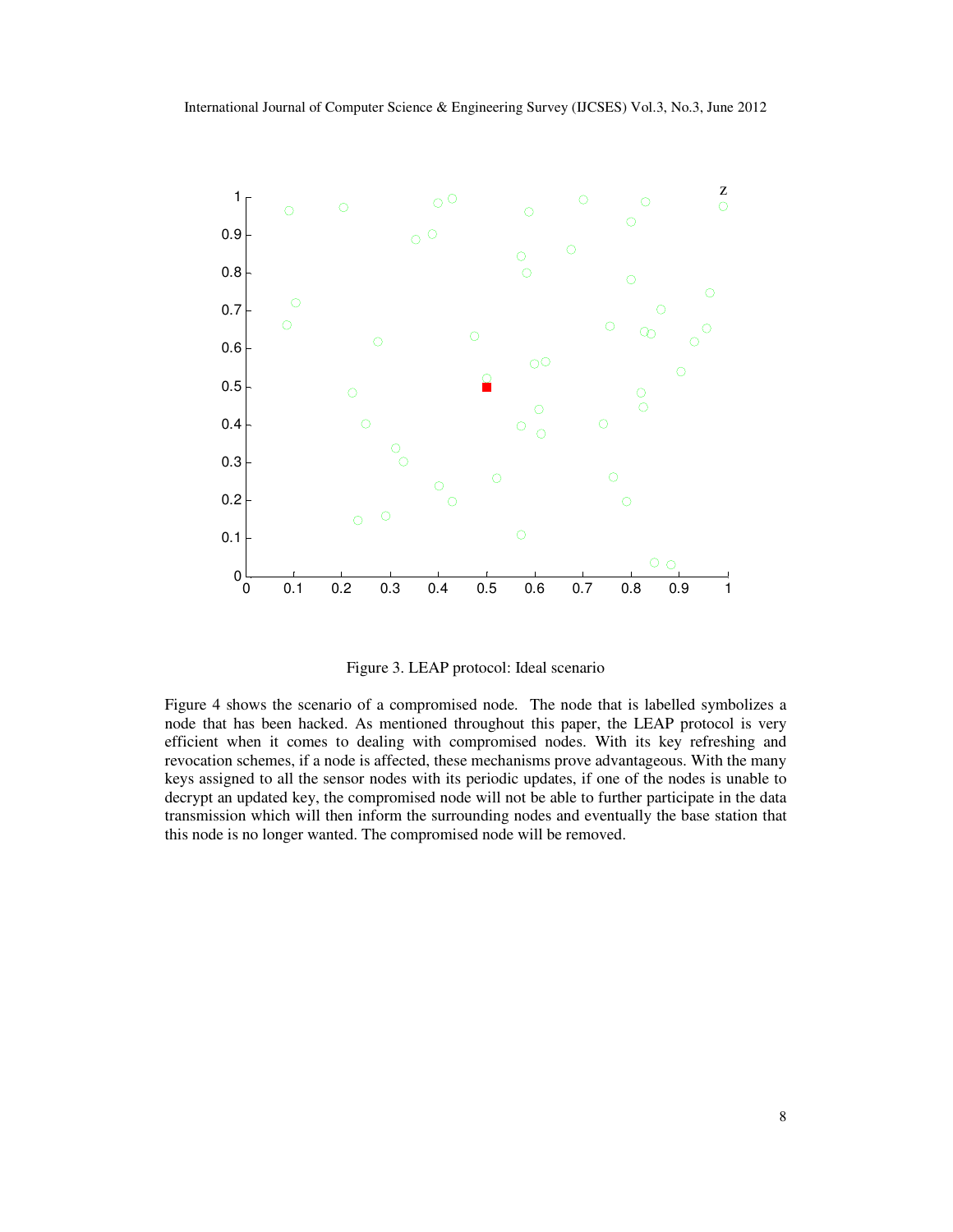Figure 3. LEAP protocol: Ideal scenario

Figure 4 shows the scenario of a compromised node. The node that is labelled symbolizes a node that has been hacked. As mentioned throughout this paper, the LEAP protocol is very efficient when it comes to dealing with compromised nodes. With its key refreshing and revocation schemes, if a node is affected, these mechanisms prove advantageous. With the many keys assigned to all the sensor nodes with its periodic updates, if one of the nodes is unable to decrypt an updated key, the compromised node will not be able to further participate in the data transmission which will then inform the surrounding nodes and eventually the base station that this node is no longer wanted. The compromised node will be removed.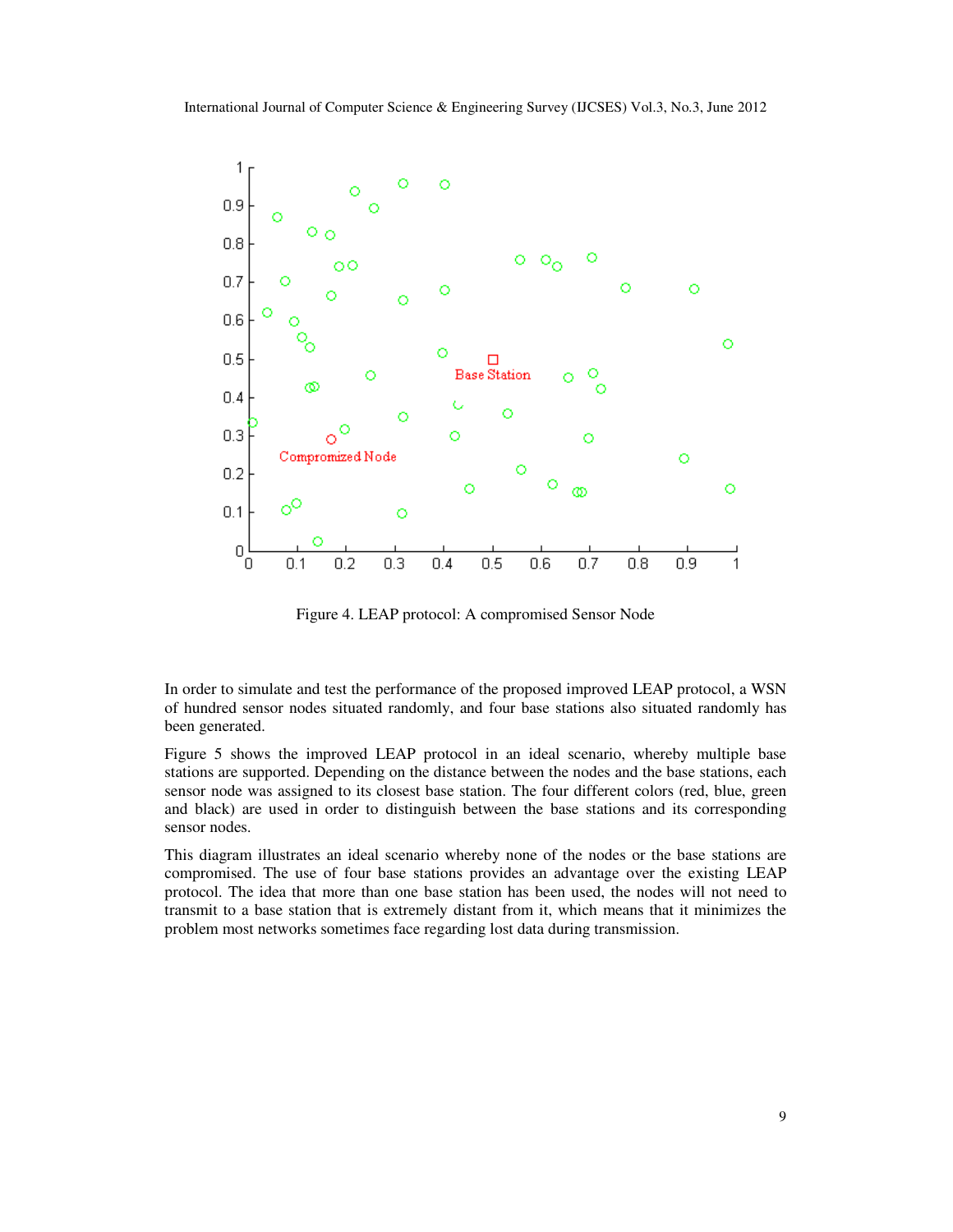Figure 4. LEAP protocol: A compromised Sensor Node

In order to simulate and test the performance of the proposed improved LEAP protocol, a WSN of hundred sensor nodes situated randomly, and four base stations also situated randomly has been generated.

Figure 5 shows the improved LEAP protocol in an ideal scenario, whereby multiple base stations are supported. Depending on the distance between the nodes and the base stations, each sensor node was assigned to its closest base station. The four different colors (red, blue, green and black) are used in order to distinguish between the base stations and its corresponding sensor nodes.

This diagram illustrates an ideal scenario whereby none of the nodes or the base stations are compromised. The use of four base stations provides an advantage over the existing LEAP protocol. The idea that more than one base station has been used, the nodes will not need to transmit to a base station that is extremely distant from it, which means that it minimizes the problem most networks sometimes face regarding lost data during transmission.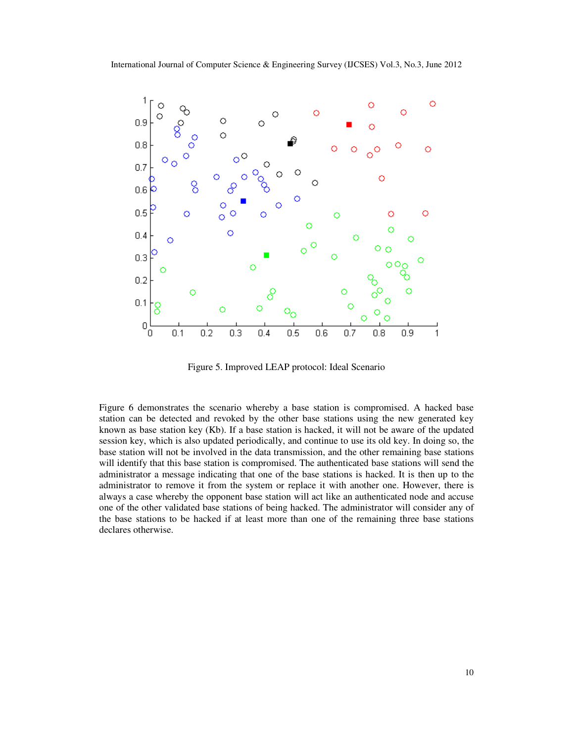Figure 5. Improved LEAP protocol: Ideal Scenario

Figure 6 demonstrates the scenario whereby a base station is compromised. A hacked base station can be detected and revoked by the other base stations using the new generated key known as base station key (Kb). If a base station is hacked, it will not be aware of the updated session key, which is also updated periodically, and continue to use its old key. In doing so, the base station will not be involved in the data transmission, and the other remaining base stations will identify that this base station is compromised. The authenticated base stations will send the administrator a message indicating that one of the base stations is hacked. It is then up to the administrator to remove it from the system or replace it with another one. However, there is always a case whereby the opponent base station will act like an authenticated node and accuse one of the other validated base stations of being hacked. The administrator will consider any of the base stations to be hacked if at least more than one of the remaining three base stations declares otherwise.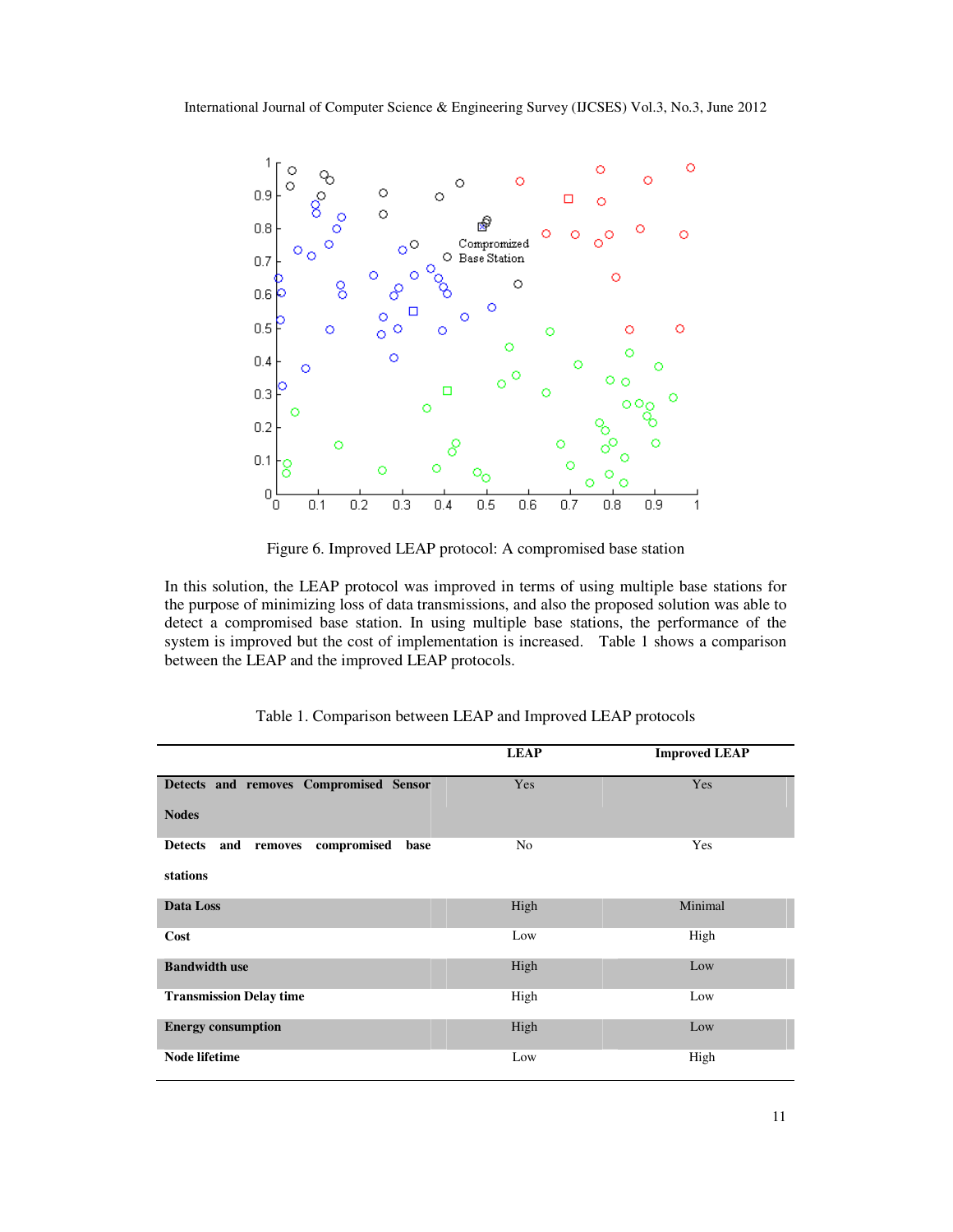Figure 6. Improved LEAP protocol: A compromised base station

In this solution, the LEAP protocol was improved in terms of using multiple base stations for the purpose of minimizing loss of data transmissions, and also the proposed solution was able to detect a compromised base station. In using multiple base stations, the performance of the system is improved but the cost of implementation is increased. Table 1 shows a comparison between the LEAP and the improved LEAP protocols.

Table 1. Comparison between LEAP and Improved LEAP protocols

| | LEAP | Improved LEAP |
|---|---|---|
| **Detects and removes Compromised Sensor Nodes** | Yes | Yes |
| **Detects and removes compromised base stations** | No | Yes |
| **Data Loss** | High | Minimal |
| **Cost** | Low | High |
| **Bandwidth use** | High | Low |
| **Transmission Delay time** | High | Low |
| **Energy consumption** | High | Low |
| **Node lifetime** | Low | High |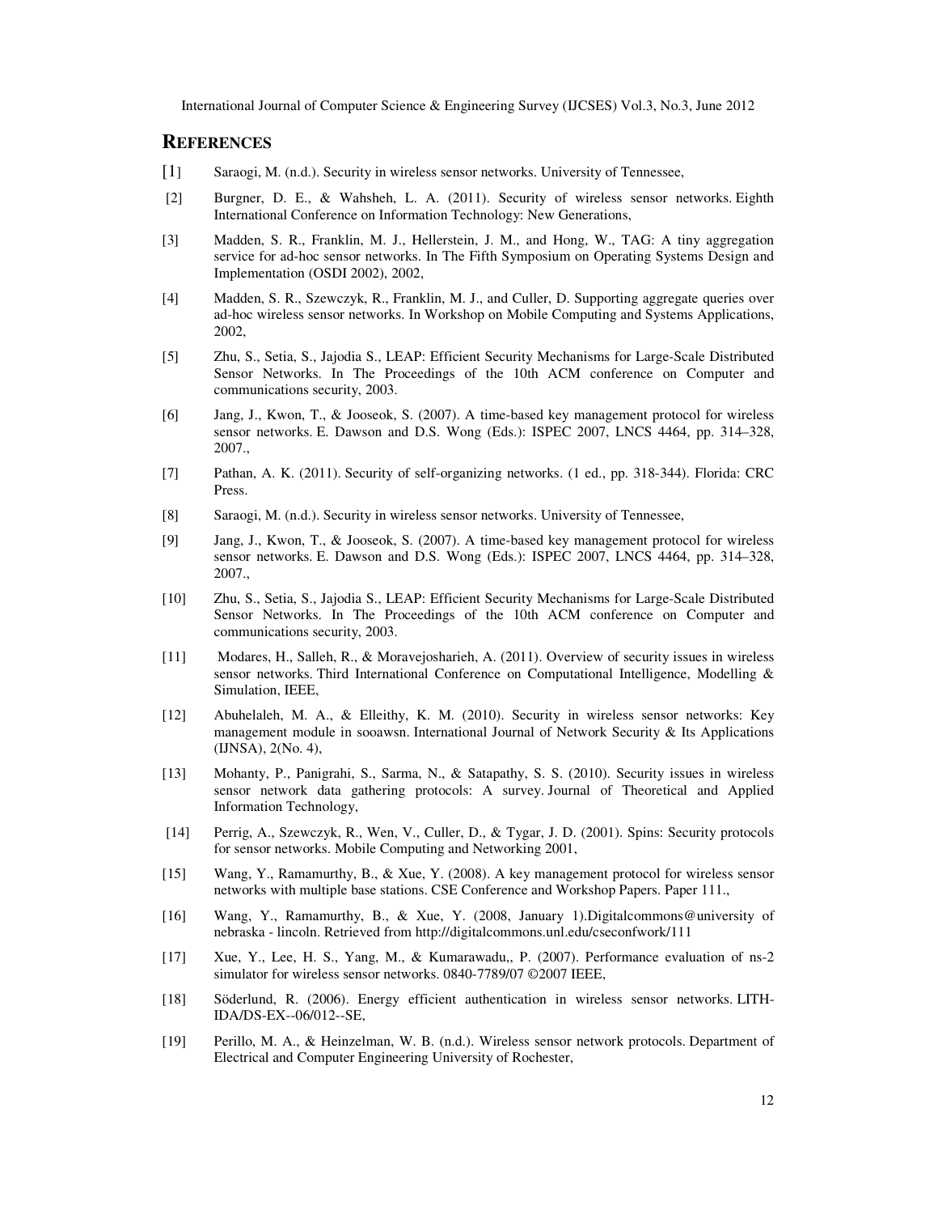## REFERENCES

[1] Saraogi, M. (n.d.). Security in wireless sensor networks. University of Tennessee,

[2] Burgner, D. E., & Wahsheh, L. A. (2011). Security of wireless sensor networks. Eighth International Conference on Information Technology: New Generations,

[3] Madden, S. R., Franklin, M. J., Hellerstein, J. M., and Hong, W., TAG: A tiny aggregation service for ad-hoc sensor networks. In The Fifth Symposium on Operating Systems Design and Implementation (OSDI 2002), 2002,

[4] Madden, S. R., Szewczyk, R., Franklin, M. J., and Culler, D. Supporting aggregate queries over ad-hoc wireless sensor networks. In Workshop on Mobile Computing and Systems Applications, 2002,

[5] Zhu, S., Setia, S., Jajodia S., LEAP: Efficient Security Mechanisms for Large-Scale Distributed Sensor Networks. In The Proceedings of the 10th ACM conference on Computer and communications security, 2003.

[6] Jang, J., Kwon, T., & Jooseok, S. (2007). A time-based key management protocol for wireless sensor networks. E. Dawson and D.S. Wong (Eds.): ISPEC 2007, LNCS 4464, pp. 314–328, 2007.,

[7] Pathan, A. K. (2011). Security of self-organizing networks. (1 ed., pp. 318-344). Florida: CRC Press.

[8] Saraogi, M. (n.d.). Security in wireless sensor networks. University of Tennessee,

[9] Jang, J., Kwon, T., & Jooseok, S. (2007). A time-based key management protocol for wireless sensor networks. E. Dawson and D.S. Wong (Eds.): ISPEC 2007, LNCS 4464, pp. 314–328, 2007.,

[10] Zhu, S., Setia, S., Jajodia S., LEAP: Efficient Security Mechanisms for Large-Scale Distributed Sensor Networks. In The Proceedings of the 10th ACM conference on Computer and communications security, 2003.

[11] Modares, H., Salleh, R., & Moravejosharieh, A. (2011). Overview of security issues in wireless sensor networks. Third International Conference on Computational Intelligence, Modelling & Simulation, IEEE,

[12] Abuhelaleh, M. A., & Elleithy, K. M. (2010). Security in wireless sensor networks: Key management module in sooawsn. International Journal of Network Security & Its Applications (IJNSA), 2(No. 4),

[13] Mohanty, P., Panigrahi, S., Sarma, N., & Satapathy, S. S. (2010). Security issues in wireless sensor network data gathering protocols: A survey. Journal of Theoretical and Applied Information Technology,

[14] Perrig, A., Szewczyk, R., Wen, V., Culler, D., & Tygar, J. D. (2001). Spins: Security protocols for sensor networks. Mobile Computing and Networking 2001,

[15] Wang, Y., Ramamurthy, B., & Xue, Y. (2008). A key management protocol for wireless sensor networks with multiple base stations. CSE Conference and Workshop Papers. Paper 111.,

[16] Wang, Y., Ramamurthy, B., & Xue, Y. (2008, January 1).Digitalcommons@university of nebraska - lincoln. Retrieved from http://digitalcommons.unl.edu/cseconfwork/111

[17] Xue, Y., Lee, H. S., Yang, M., & Kumarawadu,, P. (2007). Performance evaluation of ns-2 simulator for wireless sensor networks. 0840-7789/07 ©2007 IEEE,

[18] Söderlund, R. (2006). Energy efficient authentication in wireless sensor networks. LITH-IDA/DS-EX--06/012--SE,

[19] Perillo, M. A., & Heinzelman, W. B. (n.d.). Wireless sensor network protocols. Department of Electrical and Computer Engineering University of Rochester,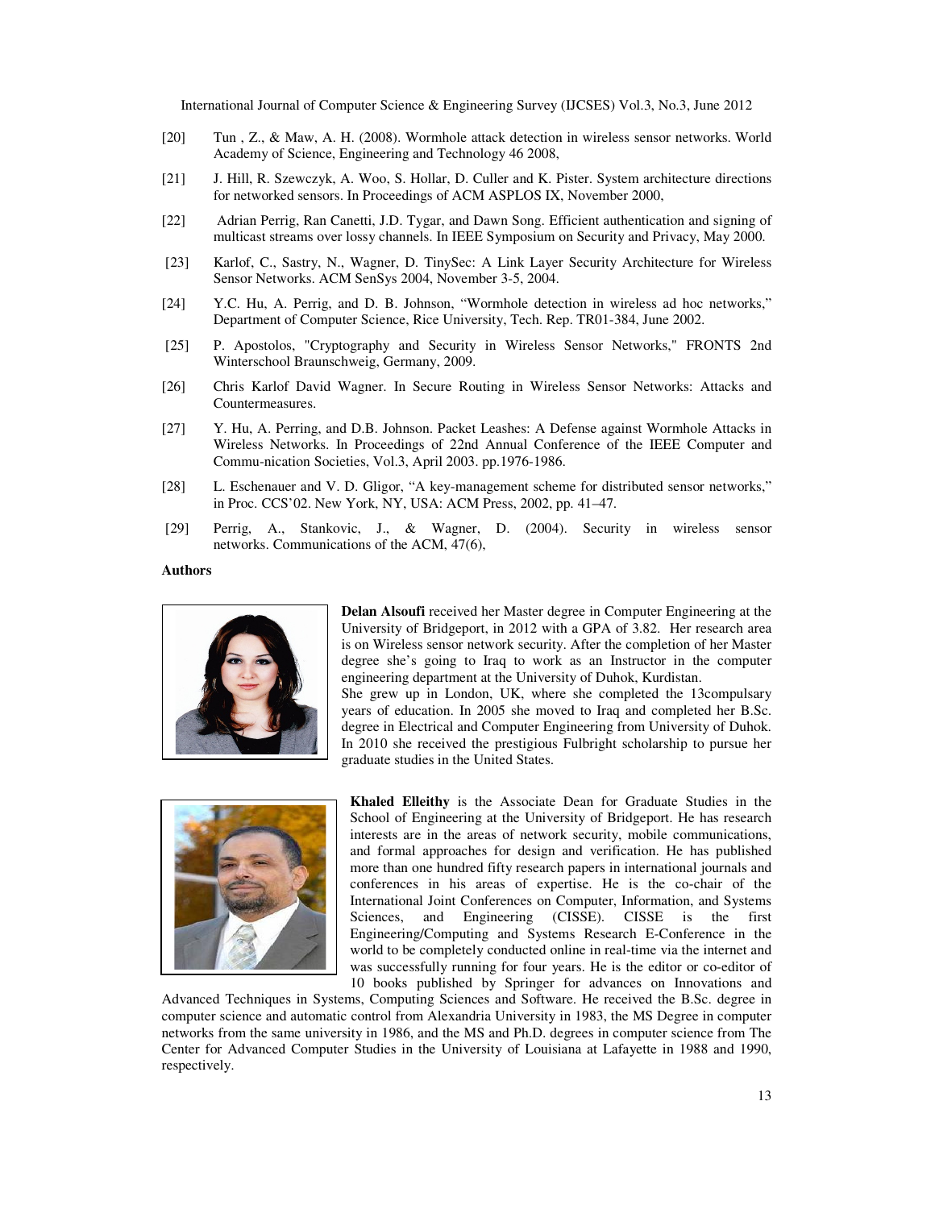[20] Tun , Z., & Maw, A. H. (2008). Wormhole attack detection in wireless sensor networks. World Academy of Science, Engineering and Technology 46 2008,

[21] J. Hill, R. Szewczyk, A. Woo, S. Hollar, D. Culler and K. Pister. System architecture directions for networked sensors. In Proceedings of ACM ASPLOS IX, November 2000,

[22] Adrian Perrig, Ran Canetti, J.D. Tygar, and Dawn Song. Efficient authentication and signing of multicast streams over lossy channels. In IEEE Symposium on Security and Privacy, May 2000.

[23] Karlof, C., Sastry, N., Wagner, D. TinySec: A Link Layer Security Architecture for Wireless Sensor Networks. ACM SenSys 2004, November 3-5, 2004.

[24] Y.C. Hu, A. Perrig, and D. B. Johnson, "Wormhole detection in wireless ad hoc networks," Department of Computer Science, Rice University, Tech. Rep. TR01-384, June 2002.

[25] P. Apostolos, "Cryptography and Security in Wireless Sensor Networks," FRONTS 2nd Winterschool Braunschweig, Germany, 2009.

[26] Chris Karlof David Wagner. In Secure Routing in Wireless Sensor Networks: Attacks and Countermeasures.

[27] Y. Hu, A. Perring, and D.B. Johnson. Packet Leashes: A Defense against Wormhole Attacks in Wireless Networks. In Proceedings of 22nd Annual Conference of the IEEE Computer and Commu-nication Societies, Vol.3, April 2003. pp.1976-1986.

[28] L. Eschenauer and V. D. Gligor, "A key-management scheme for distributed sensor networks," in Proc. CCS'02. New York, NY, USA: ACM Press, 2002, pp. 41–47.

[29] Perrig, A., Stankovic, J., & Wagner, D. (2004). Security in wireless sensor networks. Communications of the ACM, 47(6),

**Authors**

**Delan Alsoufi** received her Master degree in Computer Engineering at the University of Bridgeport, in 2012 with a GPA of 3.82. Her research area is on Wireless sensor network security. After the completion of her Master degree she's going to Iraq to work as an Instructor in the computer engineering department at the University of Duhok, Kurdistan.
She grew up in London, UK, where she completed the 13compulsary years of education. In 2005 she moved to Iraq and completed her B.Sc. degree in Electrical and Computer Engineering from University of Duhok. In 2010 she received the prestigious Fulbright scholarship to pursue her graduate studies in the United States.

**Khaled Elleithy** is the Associate Dean for Graduate Studies in the School of Engineering at the University of Bridgeport. He has research interests are in the areas of network security, mobile communications, and formal approaches for design and verification. He has published more than one hundred fifty research papers in international journals and conferences in his areas of expertise. He is the co-chair of the International Joint Conferences on Computer, Information, and Systems Sciences, and Engineering (CISSE). CISSE is the first Engineering/Computing and Systems Research E-Conference in the world to be completely conducted online in real-time via the internet and was successfully running for four years. He is the editor or co-editor of 10 books published by Springer for advances on Innovations and Advanced Techniques in Systems, Computing Sciences and Software. He received the B.Sc. degree in computer science and automatic control from Alexandria University in 1983, the MS Degree in computer networks from the same university in 1986, and the MS and Ph.D. degrees in computer science from The Center for Advanced Computer Studies in the University of Louisiana at Lafayette in 1988 and 1990, respectively.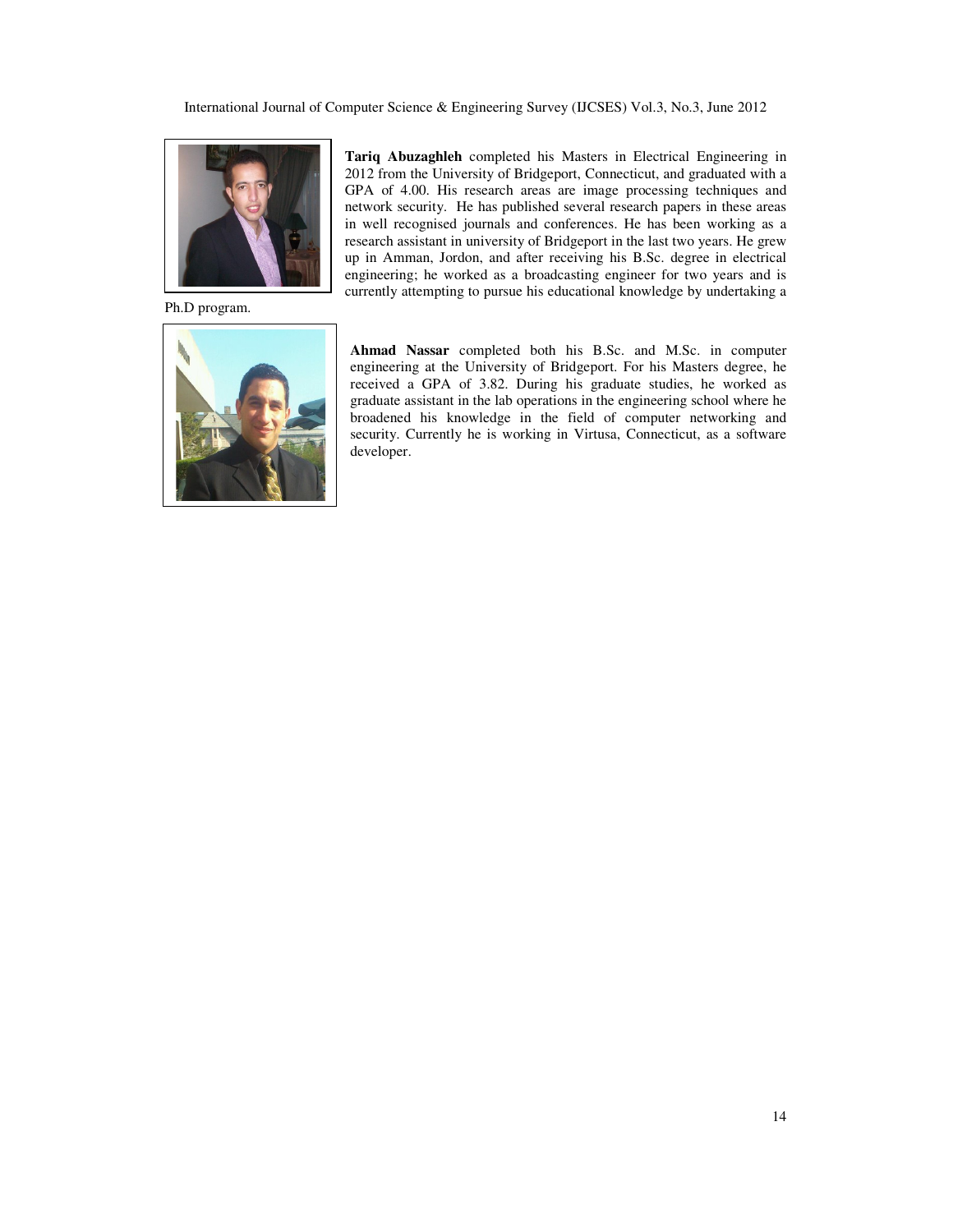**Tariq Abuzaghleh** completed his Masters in Electrical Engineering in 2012 from the University of Bridgeport, Connecticut, and graduated with a GPA of 4.00. His research areas are image processing techniques and network security. He has published several research papers in these areas in well recognised journals and conferences. He has been working as a research assistant in university of Bridgeport in the last two years. He grew up in Amman, Jordon, and after receiving his B.Sc. degree in electrical engineering; he worked as a broadcasting engineer for two years and is currently attempting to pursue his educational knowledge by undertaking a Ph.D program.

**Ahmad Nassar** completed both his B.Sc. and M.Sc. in computer engineering at the University of Bridgeport. For his Masters degree, he received a GPA of 3.82. During his graduate studies, he worked as graduate assistant in the lab operations in the engineering school where he broadened his knowledge in the field of computer networking and security. Currently he is working in Virtusa, Connecticut, as a software developer.